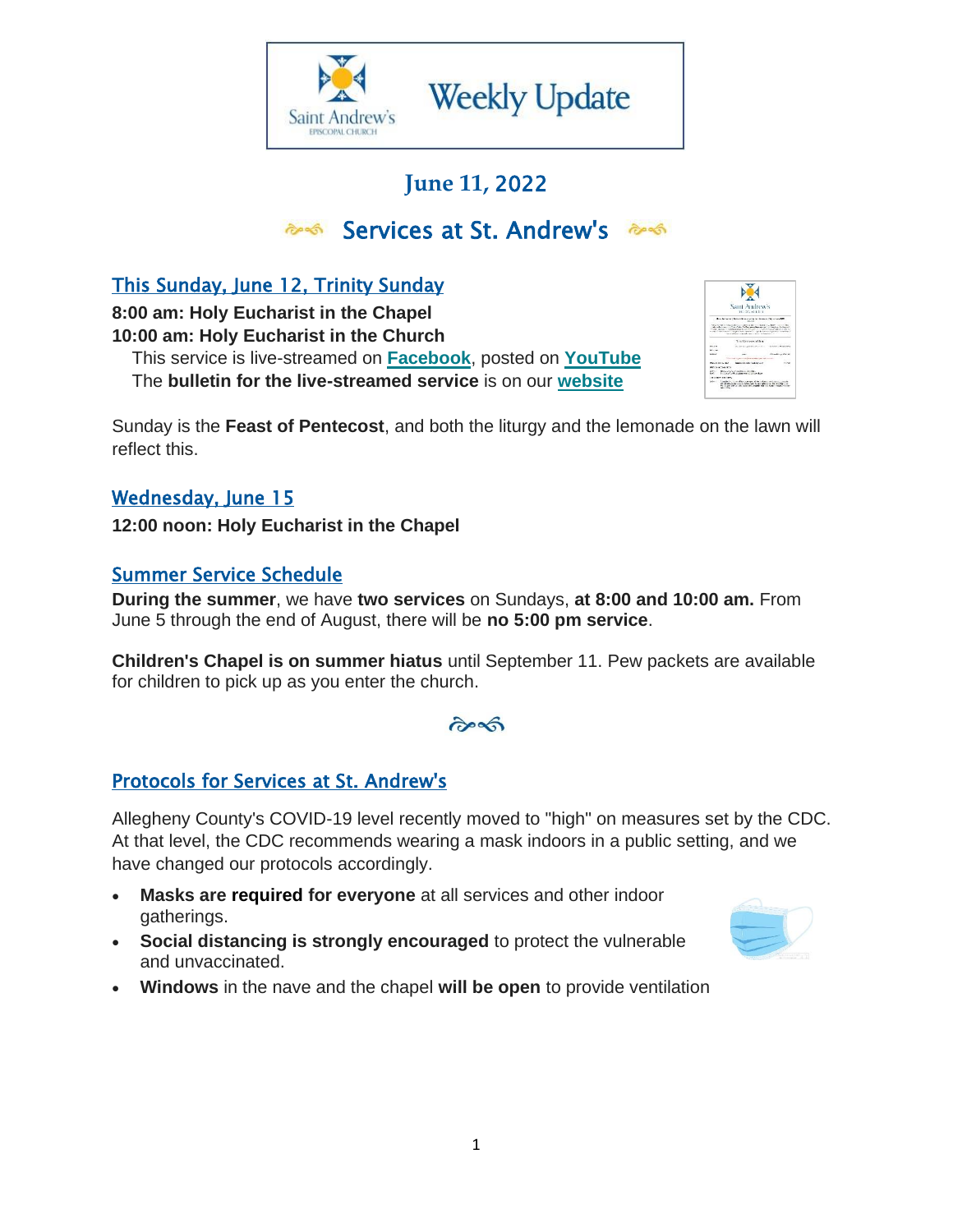# Weekly Update

Saint Andrew's Episcopal Church

## June 11, 2022

## Services at St. Andrew's

### This Sunday, June 12, Trinity Sunday

**8:00 am: Holy Eucharist in the Chapel**
**10:00 am: Holy Eucharist in the Church**
This service is live-streamed on **Facebook**, posted on **YouTube**
The **bulletin for the live-streamed service** is on our **website**

Sunday is the **Feast of Pentecost**, and both the liturgy and the lemonade on the lawn will reflect this.

### Wednesday, June 15

**12:00 noon: Holy Eucharist in the Chapel**

### Summer Service Schedule

**During the summer**, we have **two services** on Sundays, **at 8:00 and 10:00 am.** From June 5 through the end of August, there will be **no 5:00 pm service**.

**Children's Chapel is on summer hiatus** until September 11. Pew packets are available for children to pick up as you enter the church.

### Protocols for Services at St. Andrew's

Allegheny County's COVID-19 level recently moved to "high" on measures set by the CDC. At that level, the CDC recommends wearing a mask indoors in a public setting, and we have changed our protocols accordingly.

- **Masks are required for everyone** at all services and other indoor gatherings.
- **Social distancing is strongly encouraged** to protect the vulnerable and unvaccinated.
- **Windows** in the nave and the chapel **will be open** to provide ventilation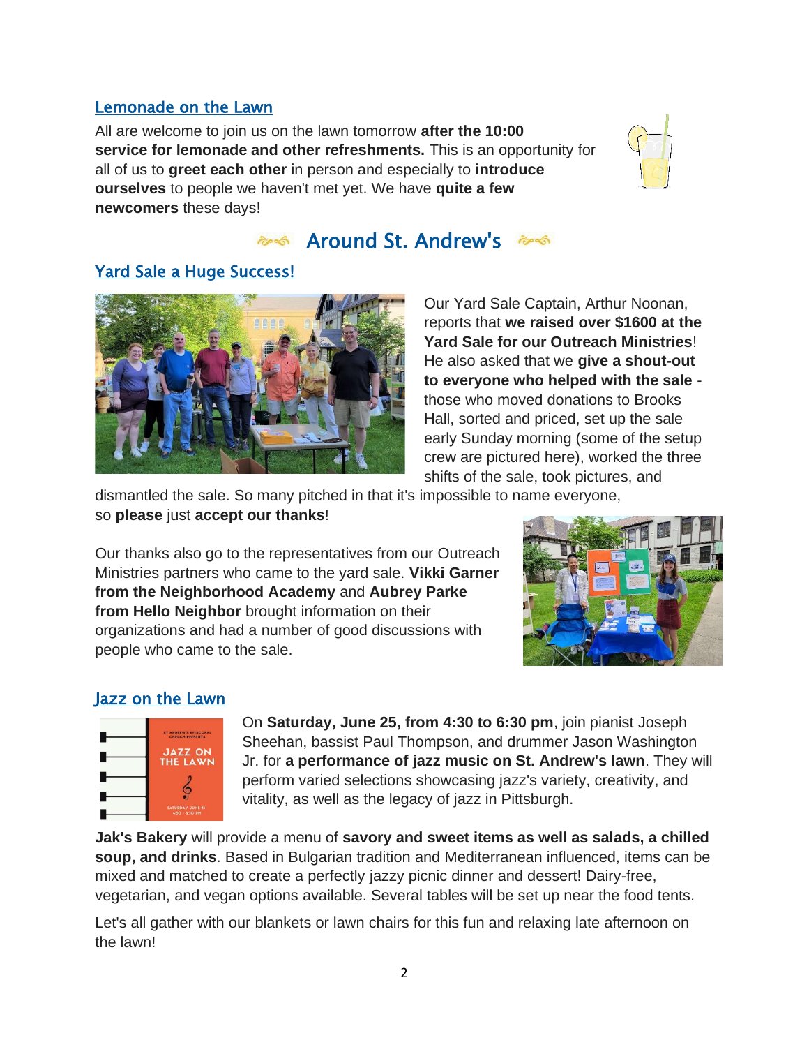## Lemonade on the Lawn

All are welcome to join us on the lawn tomorrow **after the 10:00 service for lemonade and other refreshments.** This is an opportunity for all of us to **greet each other** in person and especially to **introduce ourselves** to people we haven't met yet. We have **quite a few newcomers** these days!

# Around St. Andrew's

## Yard Sale a Huge Success!

Our Yard Sale Captain, Arthur Noonan, reports that **we raised over $1600 at the Yard Sale for our Outreach Ministries**! He also asked that we **give a shout-out to everyone who helped with the sale** - those who moved donations to Brooks Hall, sorted and priced, set up the sale early Sunday morning (some of the setup crew are pictured here), worked the three shifts of the sale, took pictures, and dismantled the sale. So many pitched in that it's impossible to name everyone, so **please** just **accept our thanks**!

Our thanks also go to the representatives from our Outreach Ministries partners who came to the yard sale. **Vikki Garner from the Neighborhood Academy** and **Aubrey Parke from Hello Neighbor** brought information on their organizations and had a number of good discussions with people who came to the sale.

## Jazz on the Lawn

On **Saturday, June 25, from 4:30 to 6:30 pm**, join pianist Joseph Sheehan, bassist Paul Thompson, and drummer Jason Washington Jr. for **a performance of jazz music on St. Andrew's lawn**. They will perform varied selections showcasing jazz's variety, creativity, and vitality, as well as the legacy of jazz in Pittsburgh.

**Jak's Bakery** will provide a menu of **savory and sweet items as well as salads, a chilled soup, and drinks**. Based in Bulgarian tradition and Mediterranean influenced, items can be mixed and matched to create a perfectly jazzy picnic dinner and dessert! Dairy-free, vegetarian, and vegan options available. Several tables will be set up near the food tents.

Let's all gather with our blankets or lawn chairs for this fun and relaxing late afternoon on the lawn!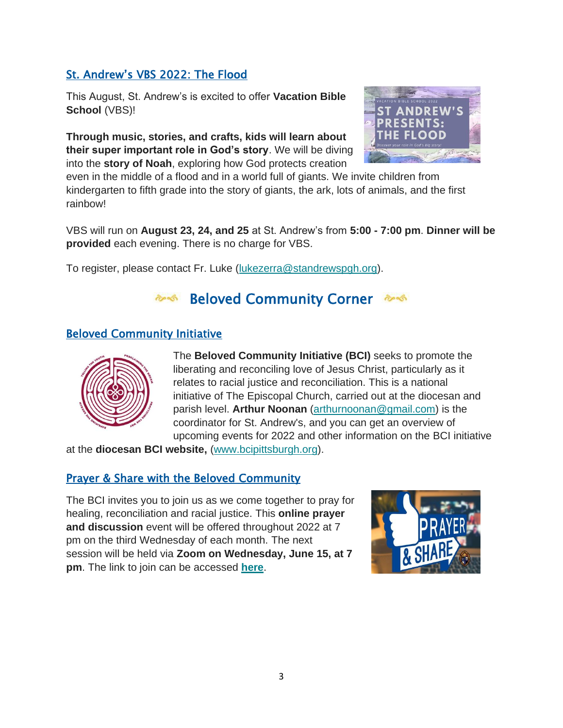## St. Andrew's VBS 2022: The Flood

This August, St. Andrew's is excited to offer **Vacation Bible School** (VBS)!

**Through music, stories, and crafts, kids will learn about their super important role in God's story**. We will be diving into the **story of Noah**, exploring how God protects creation even in the middle of a flood and in a world full of giants. We invite children from kindergarten to fifth grade into the story of giants, the ark, lots of animals, and the first rainbow!

VBS will run on **August 23, 24, and 25** at St. Andrew's from **5:00 - 7:00 pm**. **Dinner will be provided** each evening. There is no charge for VBS.

To register, please contact Fr. Luke (lukezerra@standrewspgh.org).

# Beloved Community Corner

## Beloved Community Initiative

The **Beloved Community Initiative (BCI)** seeks to promote the liberating and reconciling love of Jesus Christ, particularly as it relates to racial justice and reconciliation. This is a national initiative of The Episcopal Church, carried out at the diocesan and parish level. **Arthur Noonan** (arthurnoonan@gmail.com) is the coordinator for St. Andrew's, and you can get an overview of upcoming events for 2022 and other information on the BCI initiative at the **diocesan BCI website,** (www.bcipittsburgh.org).

## Prayer & Share with the Beloved Community

The BCI invites you to join us as we come together to pray for healing, reconciliation and racial justice. This **online prayer and discussion** event will be offered throughout 2022 at 7 pm on the third Wednesday of each month. The next session will be held via **Zoom on Wednesday, June 15, at 7 pm**. The link to join can be accessed **here**.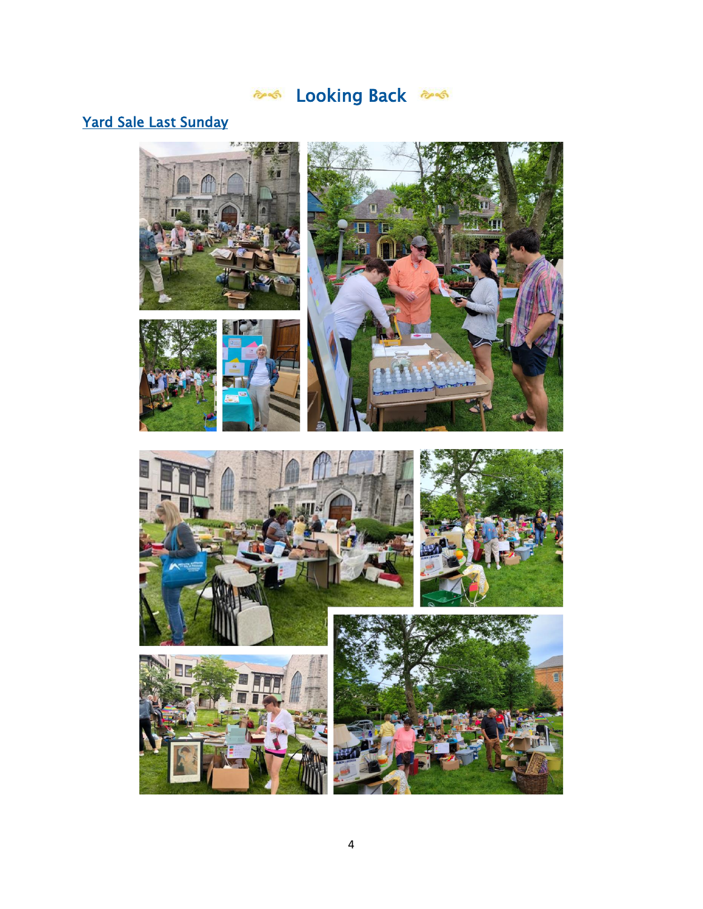# Looking Back

## Yard Sale Last Sunday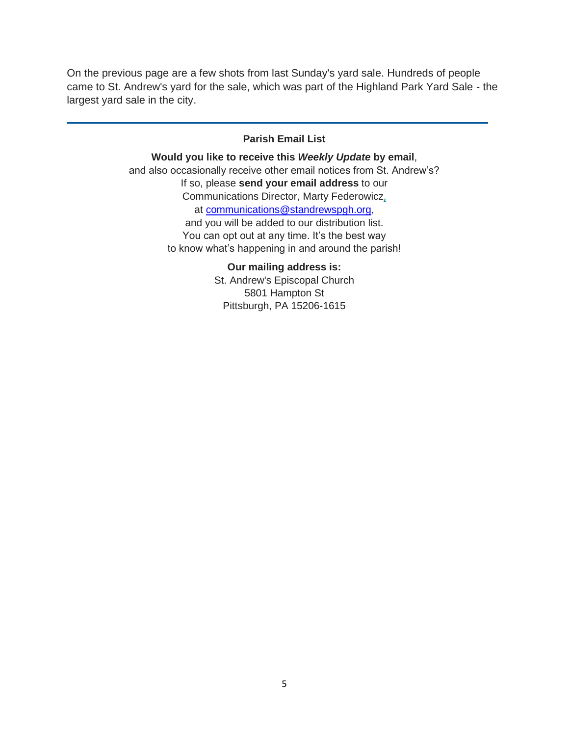On the previous page are a few shots from last Sunday's yard sale. Hundreds of people came to St. Andrew's yard for the sale, which was part of the Highland Park Yard Sale - the largest yard sale in the city.

---

**Parish Email List**

**Would you like to receive this *Weekly Update* by email**,
and also occasionally receive other email notices from St. Andrew's?
If so, please **send your email address** to our
Communications Director, Marty Federowicz,
at communications@standrewspgh.org,
and you will be added to our distribution list.
You can opt out at any time. It's the best way
to know what's happening in and around the parish!

**Our mailing address is:**
St. Andrew's Episcopal Church
5801 Hampton St
Pittsburgh, PA 15206-1615